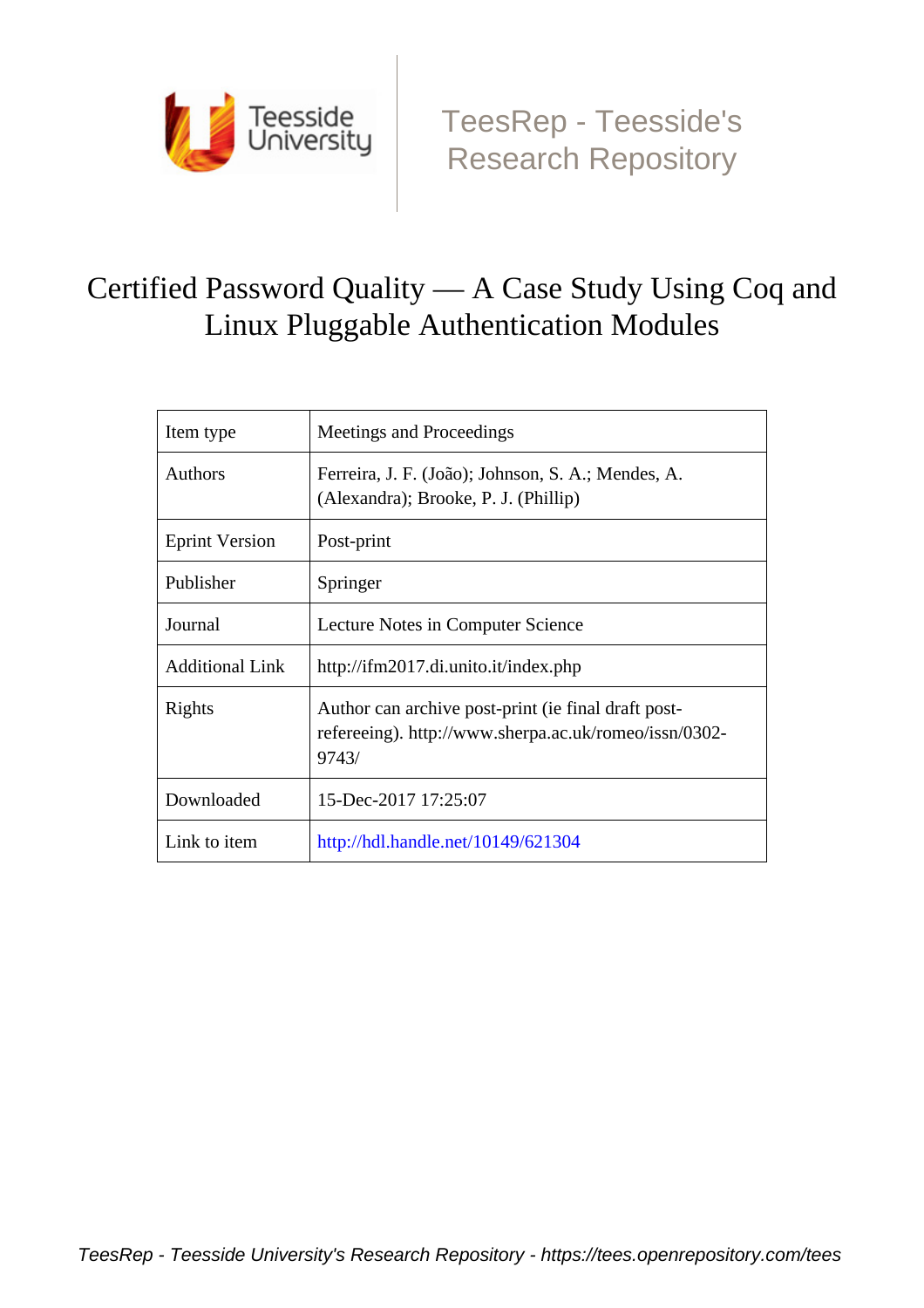TeesRep - Teesside's Research Repository

# Certified Password Quality — A Case Study Using Coq and Linux Pluggable Authentication Modules

| Item type | Meetings and Proceedings |
|---|---|
| Authors | Ferreira, J. F. (João); Johnson, S. A.; Mendes, A. (Alexandra); Brooke, P. J. (Phillip) |
| Eprint Version | Post-print |
| Publisher | Springer |
| Journal | Lecture Notes in Computer Science |
| Additional Link | http://ifm2017.di.unito.it/index.php |
| Rights | Author can archive post-print (ie final draft post-refereeing). http://www.sherpa.ac.uk/romeo/issn/0302-9743/ |
| Downloaded | 15-Dec-2017 17:25:07 |
| Link to item | http://hdl.handle.net/10149/621304 |

*TeesRep - Teesside University's Research Repository - https://tees.openrepository.com/tees*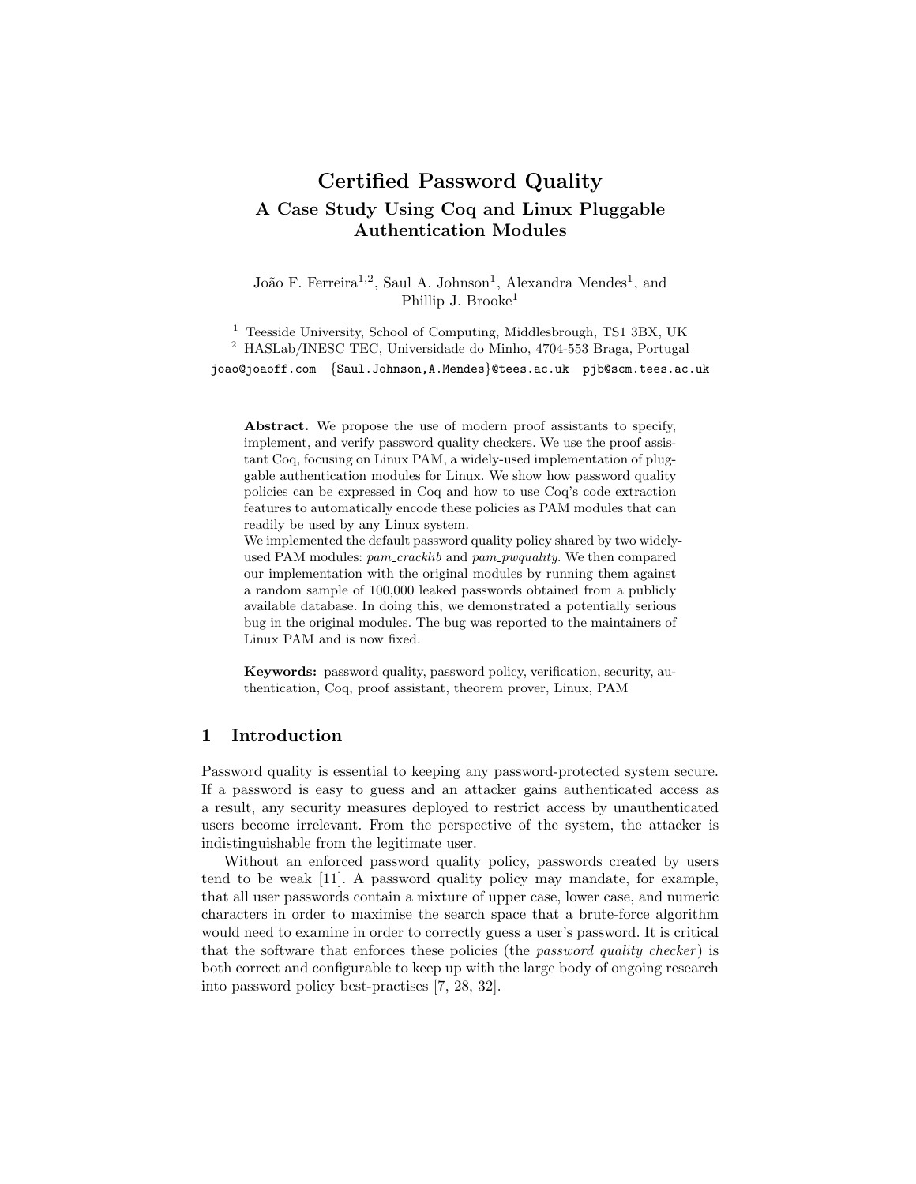# Certified Password Quality

## A Case Study Using Coq and Linux Pluggable Authentication Modules

João F. Ferreira[1,2], Saul A. Johnson[1], Alexandra Mendes[1], and Phillip J. Brooke[1]

[1] Teesside University, School of Computing, Middlesbrough, TS1 3BX, UK
[2] HASLab/INESC TEC, Universidade do Minho, 4704-553 Braga, Portugal

joao@joaoff.com {Saul.Johnson,A.Mendes}@tees.ac.uk pjb@scm.tees.ac.uk

**Abstract.** We propose the use of modern proof assistants to specify, implement, and verify password quality checkers. We use the proof assistant Coq, focusing on Linux PAM, a widely-used implementation of pluggable authentication modules for Linux. We show how password quality policies can be expressed in Coq and how to use Coq's code extraction features to automatically encode these policies as PAM modules that can readily be used by any Linux system.

We implemented the default password quality policy shared by two widely-used PAM modules: *pam_cracklib* and *pam_pwquality*. We then compared our implementation with the original modules by running them against a random sample of 100,000 leaked passwords obtained from a publicly available database. In doing this, we demonstrated a potentially serious bug in the original modules. The bug was reported to the maintainers of Linux PAM and is now fixed.

**Keywords:** password quality, password policy, verification, security, authentication, Coq, proof assistant, theorem prover, Linux, PAM

## 1 Introduction

Password quality is essential to keeping any password-protected system secure. If a password is easy to guess and an attacker gains authenticated access as a result, any security measures deployed to restrict access by unauthenticated users become irrelevant. From the perspective of the system, the attacker is indistinguishable from the legitimate user.

Without an enforced password quality policy, passwords created by users tend to be weak [11]. A password quality policy may mandate, for example, that all user passwords contain a mixture of upper case, lower case, and numeric characters in order to maximise the search space that a brute-force algorithm would need to examine in order to correctly guess a user's password. It is critical that the software that enforces these policies (the *password quality checker*) is both correct and configurable to keep up with the large body of ongoing research into password policy best-practises [7, 28, 32].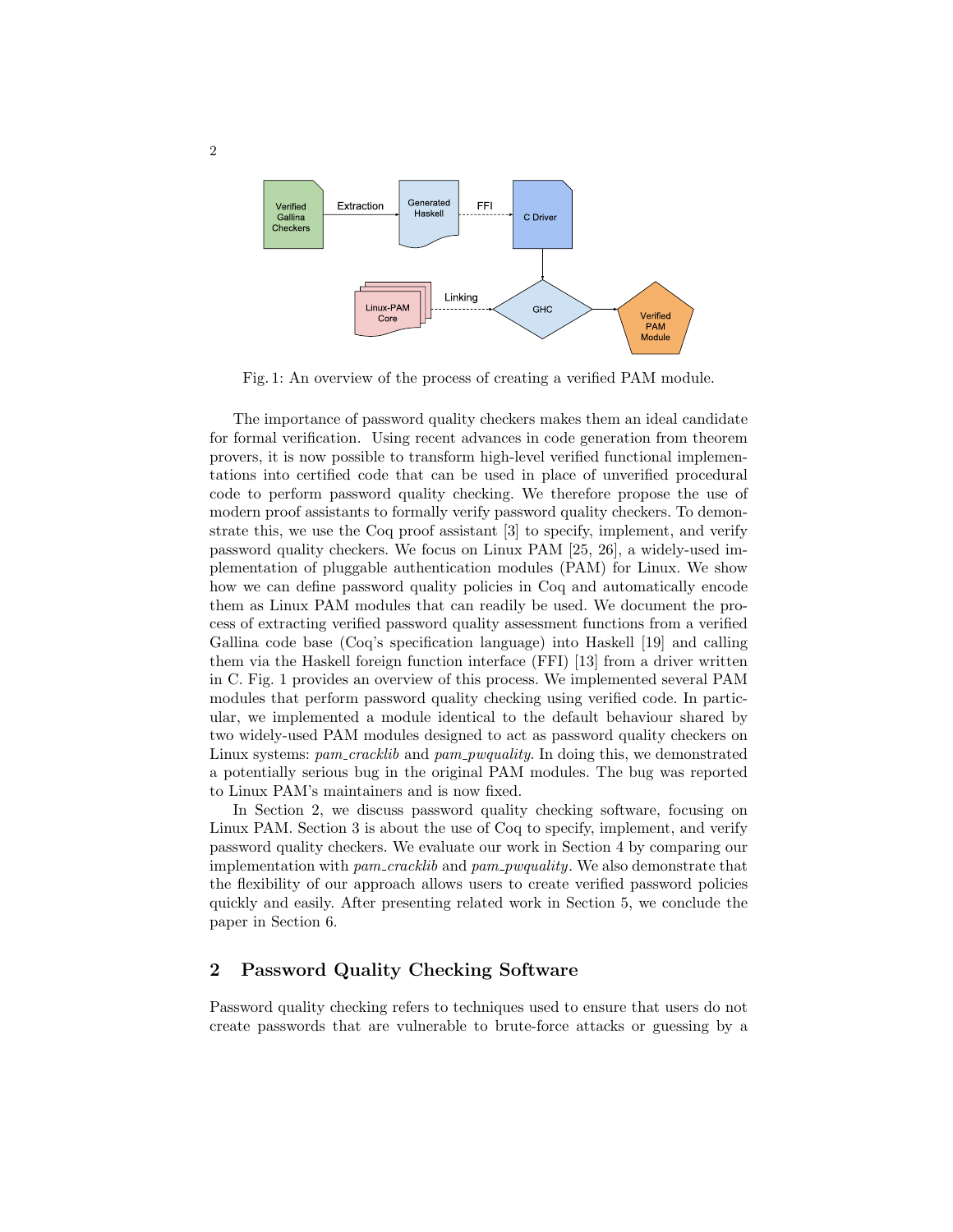Fig. 1: An overview of the process of creating a verified PAM module.

The importance of password quality checkers makes them an ideal candidate for formal verification. Using recent advances in code generation from theorem provers, it is now possible to transform high-level verified functional implementations into certified code that can be used in place of unverified procedural code to perform password quality checking. We therefore propose the use of modern proof assistants to formally verify password quality checkers. To demonstrate this, we use the Coq proof assistant [3] to specify, implement, and verify password quality checkers. We focus on Linux PAM [25, 26], a widely-used implementation of pluggable authentication modules (PAM) for Linux. We show how we can define password quality policies in Coq and automatically encode them as Linux PAM modules that can readily be used. We document the process of extracting verified password quality assessment functions from a verified Gallina code base (Coq's specification language) into Haskell [19] and calling them via the Haskell foreign function interface (FFI) [13] from a driver written in C. Fig. 1 provides an overview of this process. We implemented several PAM modules that perform password quality checking using verified code. In particular, we implemented a module identical to the default behaviour shared by two widely-used PAM modules designed to act as password quality checkers on Linux systems: *pam_cracklib* and *pam_pwquality*. In doing this, we demonstrated a potentially serious bug in the original PAM modules. The bug was reported to Linux PAM's maintainers and is now fixed.

In Section 2, we discuss password quality checking software, focusing on Linux PAM. Section 3 is about the use of Coq to specify, implement, and verify password quality checkers. We evaluate our work in Section 4 by comparing our implementation with *pam_cracklib* and *pam_pwquality*. We also demonstrate that the flexibility of our approach allows users to create verified password policies quickly and easily. After presenting related work in Section 5, we conclude the paper in Section 6.

## 2 Password Quality Checking Software

Password quality checking refers to techniques used to ensure that users do not create passwords that are vulnerable to brute-force attacks or guessing by a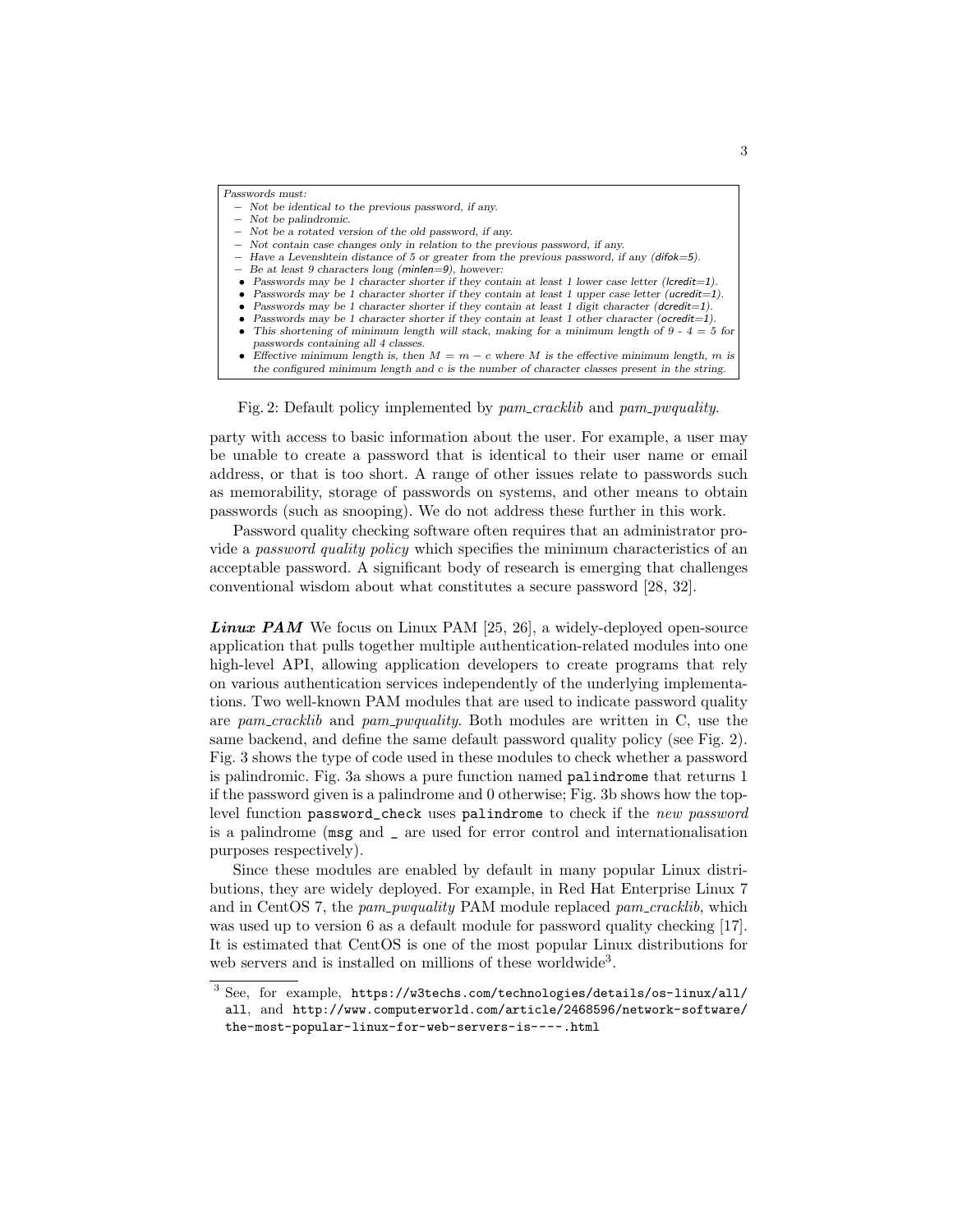> *Passwords must:*
>
> - *Not be identical to the previous password, if any.*
> - *Not be palindromic.*
> - *Not be a rotated version of the old password, if any.*
> - *Not contain case changes only in relation to the previous password, if any.*
> - *Have a Levenshtein distance of 5 or greater from the previous password, if any (difok=5).*
> - *Be at least 9 characters long (minlen=9), however:*
>   - *Passwords may be 1 character shorter if they contain at least 1 lower case letter (lcredit=1).*
>   - *Passwords may be 1 character shorter if they contain at least 1 upper case letter (ucredit=1).*
>   - *Passwords may be 1 character shorter if they contain at least 1 digit character (dcredit=1).*
>   - *Passwords may be 1 character shorter if they contain at least 1 other character (ocredit=1).*
>   - *This shortening of minimum length will stack, making for a minimum length of 9 - 4 = 5 for passwords containing all 4 classes.*
>   - *Effective minimum length is, then $M = m - c$ where $M$ is the effective minimum length, $m$ is the configured minimum length and $c$ is the number of character classes present in the string.*

Fig. 2: Default policy implemented by *pam_cracklib* and *pam_pwquality*.

party with access to basic information about the user. For example, a user may be unable to create a password that is identical to their user name or email address, or that is too short. A range of other issues relate to passwords such as memorability, storage of passwords on systems, and other means to obtain passwords (such as snooping). We do not address these further in this work.

Password quality checking software often requires that an administrator provide a *password quality policy* which specifies the minimum characteristics of an acceptable password. A significant body of research is emerging that challenges conventional wisdom about what constitutes a secure password [28, 32].

***Linux PAM*** We focus on Linux PAM [25, 26], a widely-deployed open-source application that pulls together multiple authentication-related modules into one high-level API, allowing application developers to create programs that rely on various authentication services independently of the underlying implementations. Two well-known PAM modules that are used to indicate password quality are *pam_cracklib* and *pam_pwquality*. Both modules are written in C, use the same backend, and define the same default password quality policy (see Fig. 2). Fig. 3 shows the type of code used in these modules to check whether a password is palindromic. Fig. 3a shows a pure function named `palindrome` that returns 1 if the password given is a palindrome and 0 otherwise; Fig. 3b shows how the top-level function `password_check` uses `palindrome` to check if the *new password* is a palindrome (`msg` and `_` are used for error control and internationalisation purposes respectively).

Since these modules are enabled by default in many popular Linux distributions, they are widely deployed. For example, in Red Hat Enterprise Linux 7 and in CentOS 7, the *pam_pwquality* PAM module replaced *pam_cracklib*, which was used up to version 6 as a default module for password quality checking [17]. It is estimated that CentOS is one of the most popular Linux distributions for web servers and is installed on millions of these worldwide[3].

[3] See, for example, `https://w3techs.com/technologies/details/os-linux/all/all`, and `http://www.computerworld.com/article/2468596/network-software/the-most-popular-linux-for-web-servers-is----.html`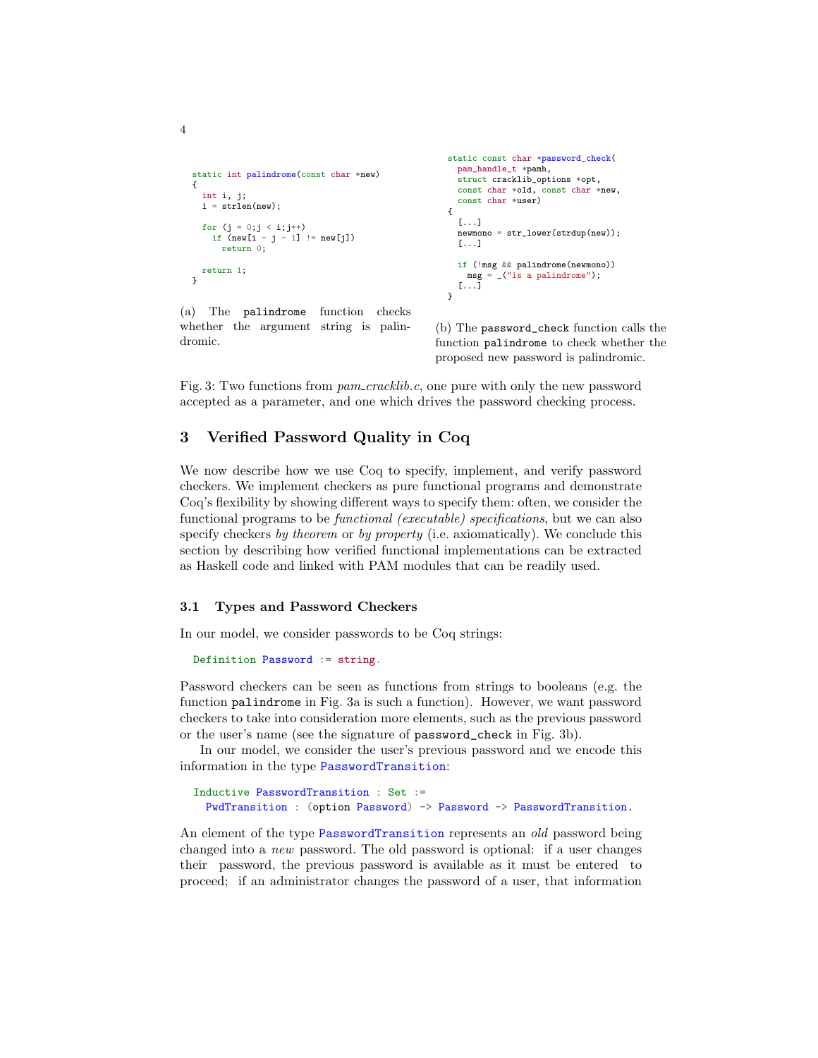```c
static int palindrome(const char *new)
{
  int i, j;
  i = strlen(new);

  for (j = 0;j < i;j++)
    if (new[i - j - 1] != new[j])
      return 0;

  return 1;
}
```

(a) The `palindrome` function checks whether the argument string is palindromic.

```c
static const char *password_check(
  pam_handle_t *pamh,
  struct cracklib_options *opt,
  const char *old, const char *new,
  const char *user)
{
  [...]
  newmono = str_lower(strdup(new));
  [...]

  if (!msg && palindrome(newmono))
    msg = _("is a palindrome");
  [...]
}
```

(b) The `password_check` function calls the function `palindrome` to check whether the proposed new password is palindromic.

Fig. 3: Two functions from *pam_cracklib.c*, one pure with only the new password accepted as a parameter, and one which drives the password checking process.

## 3 Verified Password Quality in Coq

We now describe how we use Coq to specify, implement, and verify password checkers. We implement checkers as pure functional programs and demonstrate Coq's flexibility by showing different ways to specify them: often, we consider the functional programs to be *functional (executable) specifications*, but we can also specify checkers *by theorem* or *by property* (i.e. axiomatically). We conclude this section by describing how verified functional implementations can be extracted as Haskell code and linked with PAM modules that can be readily used.

### 3.1 Types and Password Checkers

In our model, we consider passwords to be Coq strings:

```
Definition Password := string.
```

Password checkers can be seen as functions from strings to booleans (e.g. the function `palindrome` in Fig. 3a is such a function). However, we want password checkers to take into consideration more elements, such as the previous password or the user's name (see the signature of `password_check` in Fig. 3b).

In our model, we consider the user's previous password and we encode this information in the type `PasswordTransition`:

```
Inductive PasswordTransition : Set :=
  PwdTransition : (option Password) -> Password -> PasswordTransition.
```

An element of the type `PasswordTransition` represents an *old* password being changed into a *new* password. The old password is optional: if a user changes their password, the previous password is available as it must be entered to proceed; if an administrator changes the password of a user, that information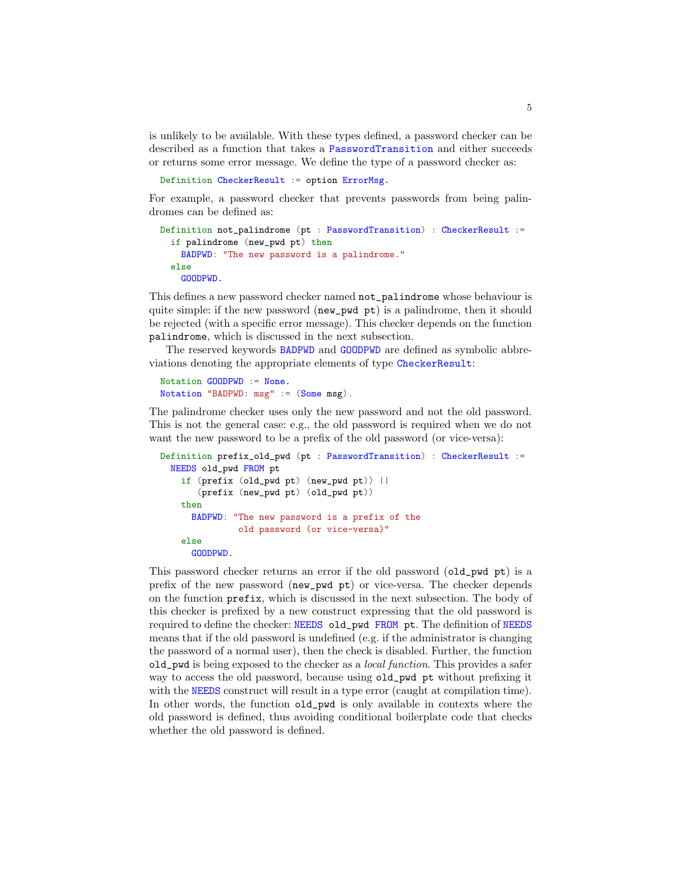is unlikely to be available. With these types defined, a password checker can be described as a function that takes a PasswordTransition and either succeeds or returns some error message. We define the type of a password checker as:

```
Definition CheckerResult := option ErrorMsg.
```

For example, a password checker that prevents passwords from being palindromes can be defined as:

```
Definition not_palindrome (pt : PasswordTransition) : CheckerResult :=
  if palindrome (new_pwd pt) then
    BADPWD: "The new password is a palindrome."
  else
    GOODPWD.
```

This defines a new password checker named `not_palindrome` whose behaviour is quite simple: if the new password (`new_pwd pt`) is a palindrome, then it should be rejected (with a specific error message). This checker depends on the function `palindrome`, which is discussed in the next subsection.

The reserved keywords BADPWD and GOODPWD are defined as symbolic abbreviations denoting the appropriate elements of type CheckerResult:

```
Notation GOODPWD := None.
Notation "BADPWD: msg" := (Some msg).
```

The palindrome checker uses only the new password and not the old password. This is not the general case: e.g., the old password is required when we do not want the new password to be a prefix of the old password (or vice-versa):

```
Definition prefix_old_pwd (pt : PasswordTransition) : CheckerResult :=
  NEEDS old_pwd FROM pt
    if (prefix (old_pwd pt) (new_pwd pt)) ||
       (prefix (new_pwd pt) (old_pwd pt))
    then
      BADPWD: "The new password is a prefix of the
               old password (or vice-versa)"
    else
      GOODPWD.
```

This password checker returns an error if the old password (`old_pwd pt`) is a prefix of the new password (`new_pwd pt`) or vice-versa. The checker depends on the function `prefix`, which is discussed in the next subsection. The body of this checker is prefixed by a new construct expressing that the old password is required to define the checker: `NEEDS old_pwd FROM pt`. The definition of NEEDS means that if the old password is undefined (e.g. if the administrator is changing the password of a normal user), then the check is disabled. Further, the function `old_pwd` is being exposed to the checker as a *local function*. This provides a safer way to access the old password, because using `old_pwd pt` without prefixing it with the NEEDS construct will result in a type error (caught at compilation time). In other words, the function `old_pwd` is only available in contexts where the old password is defined, thus avoiding conditional boilerplate code that checks whether the old password is defined.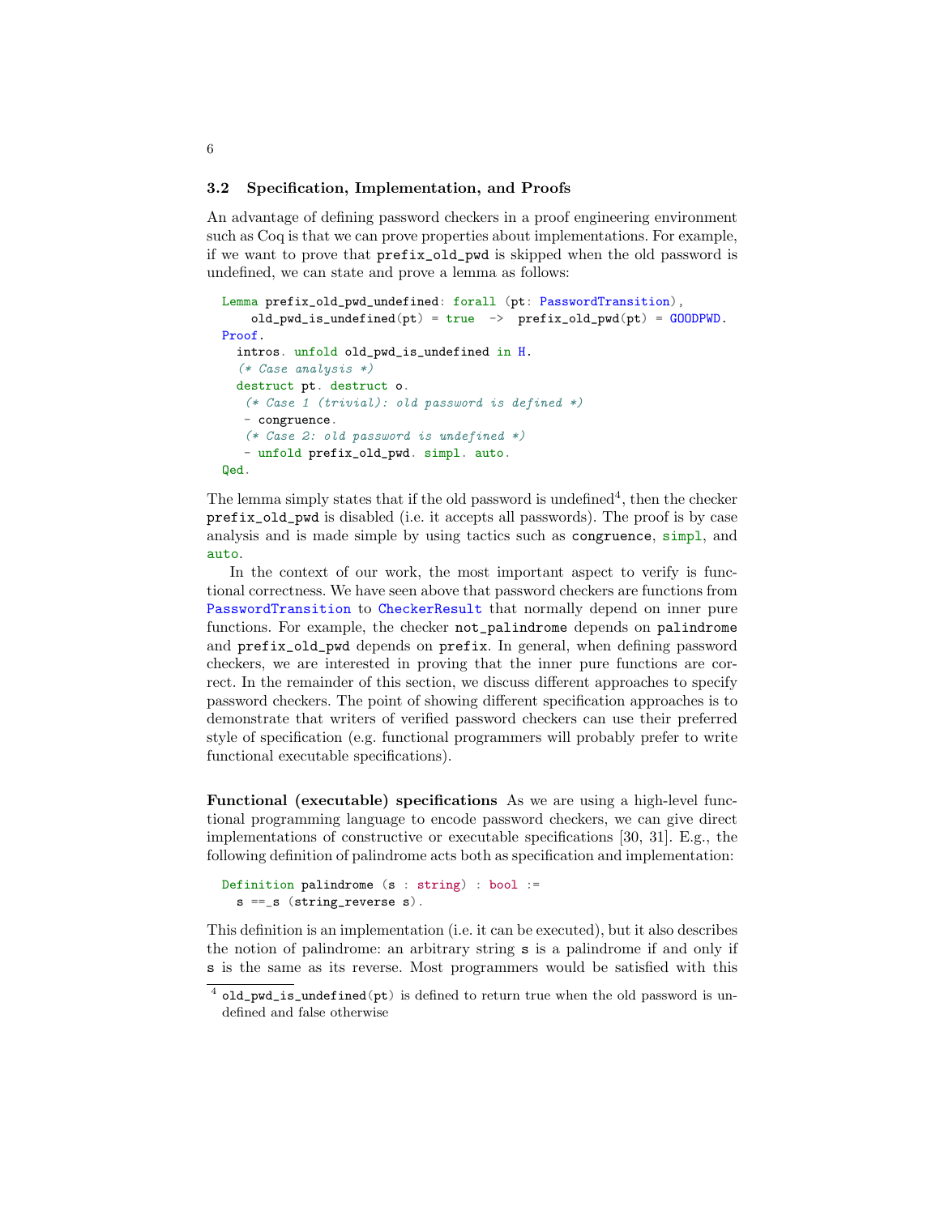### 3.2 Specification, Implementation, and Proofs

An advantage of defining password checkers in a proof engineering environment such as Coq is that we can prove properties about implementations. For example, if we want to prove that `prefix_old_pwd` is skipped when the old password is undefined, we can state and prove a lemma as follows:

```
Lemma prefix_old_pwd_undefined: forall (pt: PasswordTransition),
    old_pwd_is_undefined(pt) = true  ->  prefix_old_pwd(pt) = GOODPWD.
Proof.
  intros. unfold old_pwd_is_undefined in H.
  (* Case analysis *)
  destruct pt. destruct o.
   (* Case 1 (trivial): old password is defined *)
   - congruence.
   (* Case 2: old password is undefined *)
   - unfold prefix_old_pwd. simpl. auto.
Qed.
```

The lemma simply states that if the old password is undefined[4], then the checker `prefix_old_pwd` is disabled (i.e. it accepts all passwords). The proof is by case analysis and is made simple by using tactics such as `congruence`, `simpl`, and `auto`.

In the context of our work, the most important aspect to verify is functional correctness. We have seen above that password checkers are functions from `PasswordTransition` to `CheckerResult` that normally depend on inner pure functions. For example, the checker `not_palindrome` depends on `palindrome` and `prefix_old_pwd` depends on `prefix`. In general, when defining password checkers, we are interested in proving that the inner pure functions are correct. In the remainder of this section, we discuss different approaches to specify password checkers. The point of showing different specification approaches is to demonstrate that writers of verified password checkers can use their preferred style of specification (e.g. functional programmers will probably prefer to write functional executable specifications).

**Functional (executable) specifications** As we are using a high-level functional programming language to encode password checkers, we can give direct implementations of constructive or executable specifications [30, 31]. E.g., the following definition of palindrome acts both as specification and implementation:

```
Definition palindrome (s : string) : bool :=
  s ==_s (string_reverse s).
```

This definition is an implementation (i.e. it can be executed), but it also describes the notion of palindrome: an arbitrary string `s` is a palindrome if and only if `s` is the same as its reverse. Most programmers would be satisfied with this

[4] `old_pwd_is_undefined(pt)` is defined to return true when the old password is undefined and false otherwise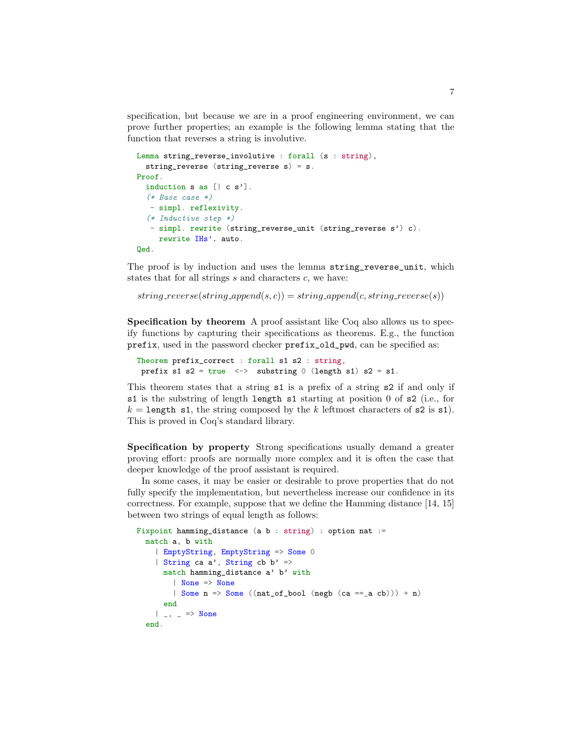specification, but because we are in a proof engineering environment, we can prove further properties; an example is the following lemma stating that the function that reverses a string is involutive.

```
Lemma string_reverse_involutive : forall (s : string),
  string_reverse (string_reverse s) = s.
Proof.
  induction s as [| c s'].
  (* Base case *)
   - simpl. reflexivity.
  (* Inductive step *)
   - simpl. rewrite (string_reverse_unit (string_reverse s') c).
     rewrite IHs'. auto.
Qed.
```

The proof is by induction and uses the lemma `string_reverse_unit`, which states that for all strings $s$ and characters $c$, we have:

$$string\_reverse(string\_append(s, c)) = string\_append(c, string\_reverse(s))$$

**Specification by theorem** A proof assistant like Coq also allows us to specify functions by capturing their specifications as theorems. E.g., the function `prefix`, used in the password checker `prefix_old_pwd`, can be specified as:

```
Theorem prefix_correct : forall s1 s2 : string,
 prefix s1 s2 = true  <->  substring 0 (length s1) s2 = s1.
```

This theorem states that a string `s1` is a prefix of a string `s2` if and only if `s1` is the substring of length `length s1` starting at position 0 of `s2` (i.e., for $k =$ `length s1`, the string composed by the $k$ leftmost characters of `s2` is `s1`). This is proved in Coq's standard library.

**Specification by property** Strong specifications usually demand a greater proving effort: proofs are normally more complex and it is often the case that deeper knowledge of the proof assistant is required.

In some cases, it may be easier or desirable to prove properties that do not fully specify the implementation, but nevertheless increase our confidence in its correctness. For example, suppose that we define the Hamming distance [14, 15] between two strings of equal length as follows:

```
Fixpoint hamming_distance (a b : string) : option nat :=
  match a, b with
    | EmptyString, EmptyString => Some 0
    | String ca a', String cb b' =>
      match hamming_distance a' b' with
        | None => None
        | Some n => Some ((nat_of_bool (negb (ca ==_a cb))) + n)
      end
    | _, _ => None
  end.
```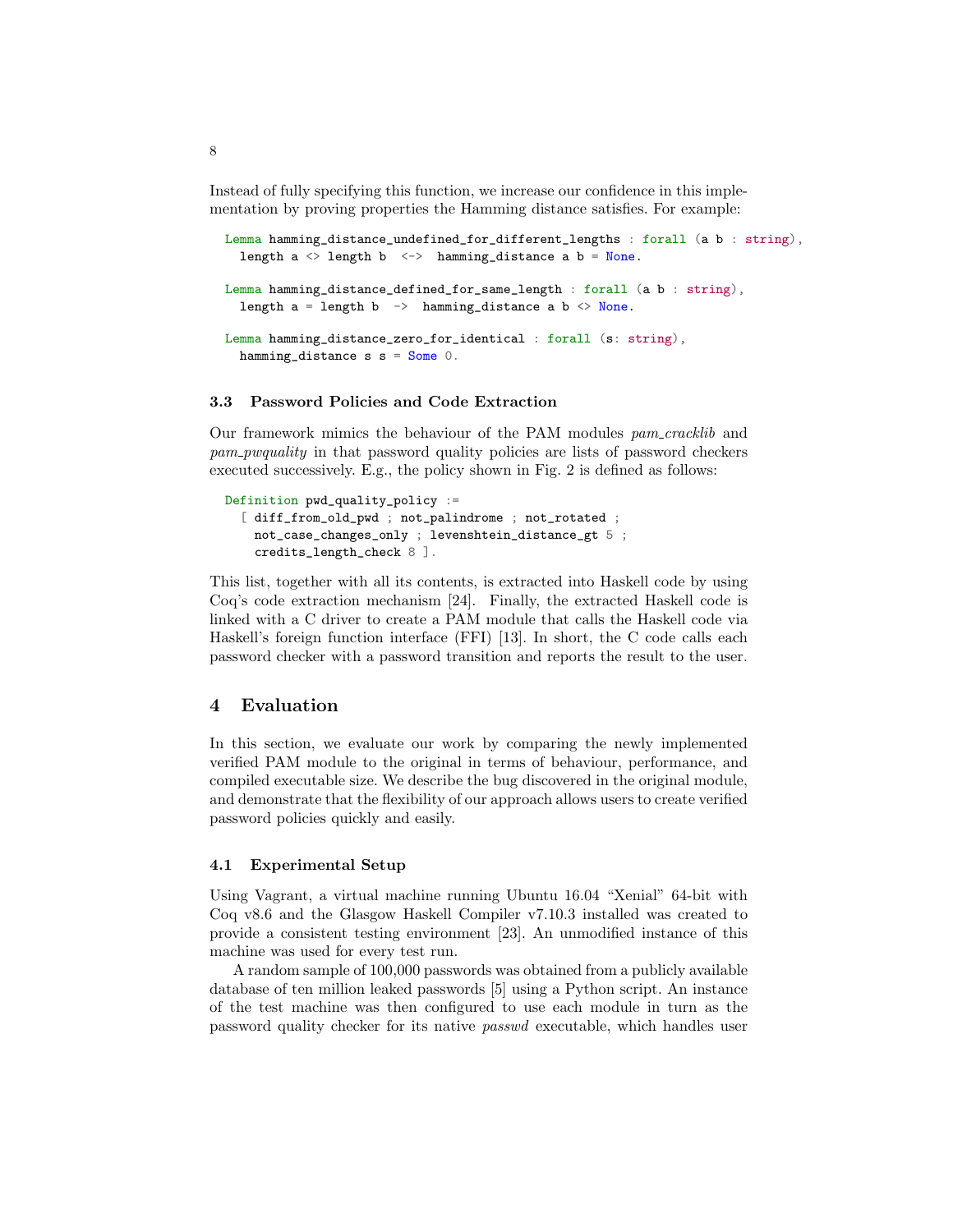Instead of fully specifying this function, we increase our confidence in this implementation by proving properties the Hamming distance satisfies. For example:

```
Lemma hamming_distance_undefined_for_different_lengths : forall (a b : string),
  length a <> length b  <->  hamming_distance a b = None.

Lemma hamming_distance_defined_for_same_length : forall (a b : string),
  length a = length b  ->  hamming_distance a b <> None.

Lemma hamming_distance_zero_for_identical : forall (s: string),
  hamming_distance s s = Some 0.
```

### 3.3 Password Policies and Code Extraction

Our framework mimics the behaviour of the PAM modules *pam_cracklib* and *pam_pwquality* in that password quality policies are lists of password checkers executed successively. E.g., the policy shown in Fig. 2 is defined as follows:

```
Definition pwd_quality_policy :=
  [ diff_from_old_pwd ; not_palindrome ; not_rotated ;
    not_case_changes_only ; levenshtein_distance_gt 5 ;
    credits_length_check 8 ].
```

This list, together with all its contents, is extracted into Haskell code by using Coq's code extraction mechanism [24]. Finally, the extracted Haskell code is linked with a C driver to create a PAM module that calls the Haskell code via Haskell's foreign function interface (FFI) [13]. In short, the C code calls each password checker with a password transition and reports the result to the user.

## 4 Evaluation

In this section, we evaluate our work by comparing the newly implemented verified PAM module to the original in terms of behaviour, performance, and compiled executable size. We describe the bug discovered in the original module, and demonstrate that the flexibility of our approach allows users to create verified password policies quickly and easily.

### 4.1 Experimental Setup

Using Vagrant, a virtual machine running Ubuntu 16.04 "Xenial" 64-bit with Coq v8.6 and the Glasgow Haskell Compiler v7.10.3 installed was created to provide a consistent testing environment [23]. An unmodified instance of this machine was used for every test run.

A random sample of 100,000 passwords was obtained from a publicly available database of ten million leaked passwords [5] using a Python script. An instance of the test machine was then configured to use each module in turn as the password quality checker for its native *passwd* executable, which handles user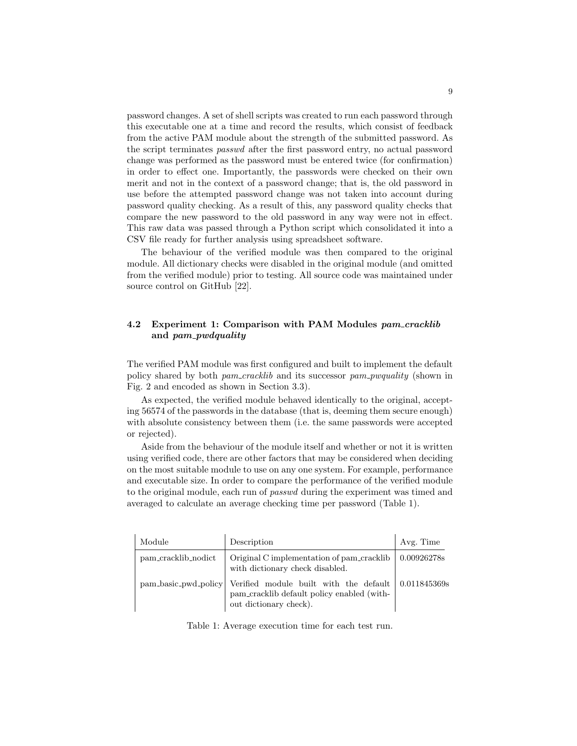password changes. A set of shell scripts was created to run each password through this executable one at a time and record the results, which consist of feedback from the active PAM module about the strength of the submitted password. As the script terminates *passwd* after the first password entry, no actual password change was performed as the password must be entered twice (for confirmation) in order to effect one. Importantly, the passwords were checked on their own merit and not in the context of a password change; that is, the old password in use before the attempted password change was not taken into account during password quality checking. As a result of this, any password quality checks that compare the new password to the old password in any way were not in effect. This raw data was passed through a Python script which consolidated it into a CSV file ready for further analysis using spreadsheet software.

The behaviour of the verified module was then compared to the original module. All dictionary checks were disabled in the original module (and omitted from the verified module) prior to testing. All source code was maintained under source control on GitHub [22].

### 4.2 Experiment 1: Comparison with PAM Modules *pam_cracklib* and *pam_pwdquality*

The verified PAM module was first configured and built to implement the default policy shared by both *pam_cracklib* and its successor *pam_pwquality* (shown in Fig. 2 and encoded as shown in Section 3.3).

As expected, the verified module behaved identically to the original, accepting 56574 of the passwords in the database (that is, deeming them secure enough) with absolute consistency between them (i.e. the same passwords were accepted or rejected).

Aside from the behaviour of the module itself and whether or not it is written using verified code, there are other factors that may be considered when deciding on the most suitable module to use on any one system. For example, performance and executable size. In order to compare the performance of the verified module to the original module, each run of *passwd* during the experiment was timed and averaged to calculate an average checking time per password (Table 1).

| Module | Description | Avg. Time |
|---|---|---|
| pam_cracklib_nodict | Original C implementation of pam_cracklib with dictionary check disabled. | 0.00926278s |
| pam_basic_pwd_policy | Verified module built with the default pam_cracklib default policy enabled (without dictionary check). | 0.011845369s |

Table 1: Average execution time for each test run.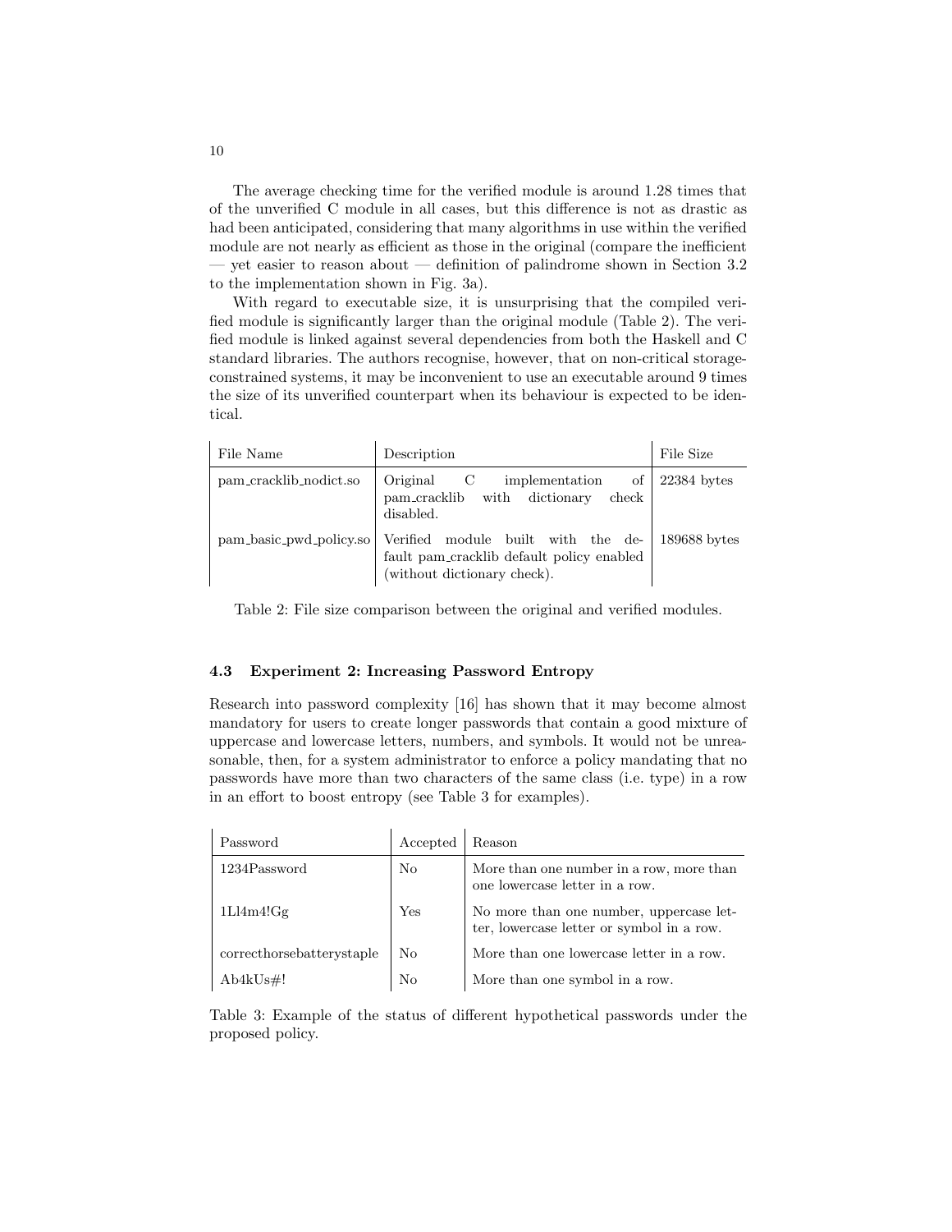The average checking time for the verified module is around 1.28 times that of the unverified C module in all cases, but this difference is not as drastic as had been anticipated, considering that many algorithms in use within the verified module are not nearly as efficient as those in the original (compare the inefficient — yet easier to reason about — definition of palindrome shown in Section 3.2 to the implementation shown in Fig. 3a).

With regard to executable size, it is unsurprising that the compiled verified module is significantly larger than the original module (Table 2). The verified module is linked against several dependencies from both the Haskell and C standard libraries. The authors recognise, however, that on non-critical storage-constrained systems, it may be inconvenient to use an executable around 9 times the size of its unverified counterpart when its behaviour is expected to be identical.

| File Name | Description | File Size |
| --- | --- | --- |
| pam_cracklib_nodict.so | Original C implementation of pam_cracklib with dictionary check disabled. | 22384 bytes |
| pam_basic_pwd_policy.so | Verified module built with the default pam_cracklib default policy enabled (without dictionary check). | 189688 bytes |

Table 2: File size comparison between the original and verified modules.

### 4.3 Experiment 2: Increasing Password Entropy

Research into password complexity [16] has shown that it may become almost mandatory for users to create longer passwords that contain a good mixture of uppercase and lowercase letters, numbers, and symbols. It would not be unreasonable, then, for a system administrator to enforce a policy mandating that no passwords have more than two characters of the same class (i.e. type) in a row in an effort to boost entropy (see Table 3 for examples).

| Password | Accepted | Reason |
| --- | --- | --- |
| 1234Password | No | More than one number in a row, more than one lowercase letter in a row. |
| 1Ll4m4!Gg | Yes | No more than one number, uppercase letter, lowercase letter or symbol in a row. |
| correcthorsebatterystaple | No | More than one lowercase letter in a row. |
| Ab4kUs#! | No | More than one symbol in a row. |

Table 3: Example of the status of different hypothetical passwords under the proposed policy.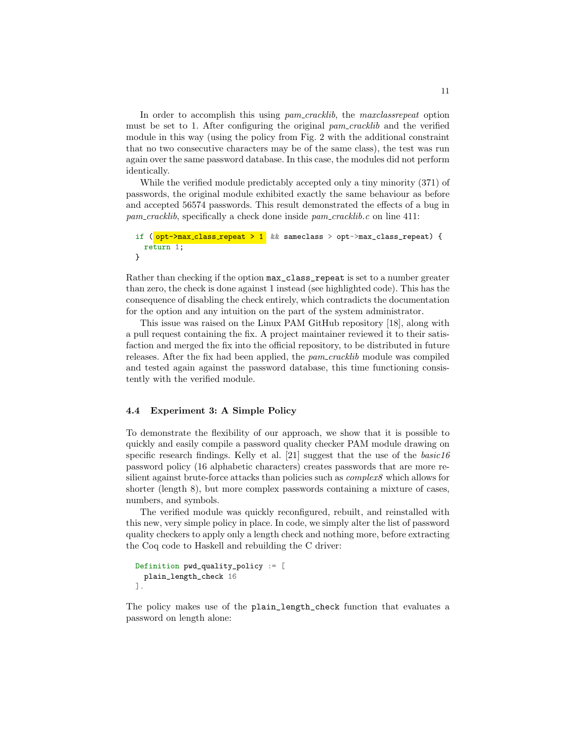In order to accomplish this using *pam_cracklib*, the *maxclassrepeat* option must be set to 1. After configuring the original *pam_cracklib* and the verified module in this way (using the policy from Fig. 2 with the additional constraint that no two consecutive characters may be of the same class), the test was run again over the same password database. In this case, the modules did not perform identically.

While the verified module predictably accepted only a tiny minority (371) of passwords, the original module exhibited exactly the same behaviour as before and accepted 56574 passwords. This result demonstrated the effects of a bug in *pam_cracklib*, specifically a check done inside *pam_cracklib.c* on line 411:

```
if (opt->max_class_repeat > 1 && sameclass > opt->max_class_repeat) {
  return 1;
}
```

Rather than checking if the option `max_class_repeat` is set to a number greater than zero, the check is done against 1 instead (see highlighted code). This has the consequence of disabling the check entirely, which contradicts the documentation for the option and any intuition on the part of the system administrator.

This issue was raised on the Linux PAM GitHub repository [18], along with a pull request containing the fix. A project maintainer reviewed it to their satisfaction and merged the fix into the official repository, to be distributed in future releases. After the fix had been applied, the *pam_cracklib* module was compiled and tested again against the password database, this time functioning consistently with the verified module.

### 4.4 Experiment 3: A Simple Policy

To demonstrate the flexibility of our approach, we show that it is possible to quickly and easily compile a password quality checker PAM module drawing on specific research findings. Kelly et al. [21] suggest that the use of the *basic16* password policy (16 alphabetic characters) creates passwords that are more resilient against brute-force attacks than policies such as *complex8* which allows for shorter (length 8), but more complex passwords containing a mixture of cases, numbers, and symbols.

The verified module was quickly reconfigured, rebuilt, and reinstalled with this new, very simple policy in place. In code, we simply alter the list of password quality checkers to apply only a length check and nothing more, before extracting the Coq code to Haskell and rebuilding the C driver:

```
Definition pwd_quality_policy := [
  plain_length_check 16
].
```

The policy makes use of the `plain_length_check` function that evaluates a password on length alone: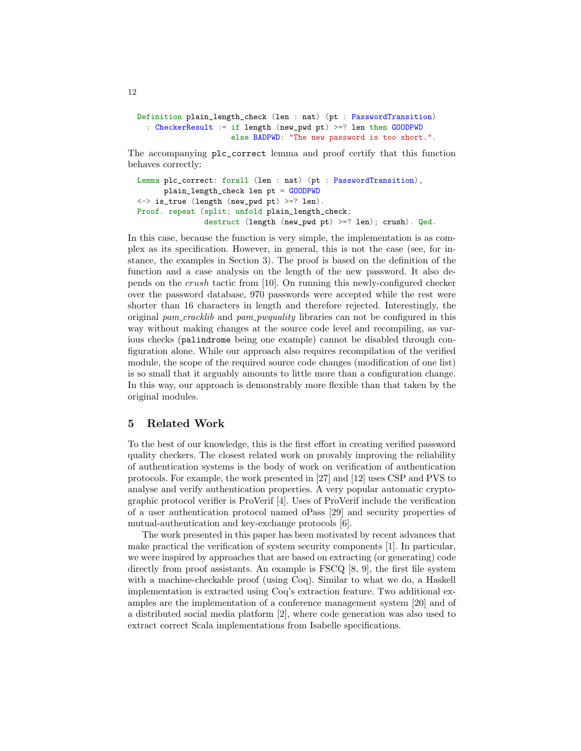```
Definition plain_length_check (len : nat) (pt : PasswordTransition)
  : CheckerResult := if length (new_pwd pt) >=? len then GOODPWD
                     else BADPWD: "The new password is too short.".
```

The accompanying `plc_correct` lemma and proof certify that this function behaves correctly:

```
Lemma plc_correct: forall (len : nat) (pt : PasswordTransition),
      plain_length_check len pt = GOODPWD
<-> is_true (length (new_pwd pt) >=? len).
Proof. repeat (split; unfold plain_length_check;
             destruct (length (new_pwd pt) >=? len); crush). Qed.
```

In this case, because the function is very simple, the implementation is as complex as its specification. However, in general, this is not the case (see, for instance, the examples in Section 3). The proof is based on the definition of the function and a case analysis on the length of the new password. It also depends on the *crush* tactic from [10]. On running this newly-configured checker over the password database, 970 passwords were accepted while the rest were shorter than 16 characters in length and therefore rejected. Interestingly, the original *pam_cracklib* and *pam_pwquality* libraries can not be configured in this way without making changes at the source code level and recompiling, as various checks (`palindrome` being one example) cannot be disabled through configuration alone. While our approach also requires recompilation of the verified module, the scope of the required source code changes (modification of one list) is so small that it arguably amounts to little more than a configuration change. In this way, our approach is demonstrably more flexible than that taken by the original modules.

## 5 Related Work

To the best of our knowledge, this is the first effort in creating verified password quality checkers. The closest related work on provably improving the reliability of authentication systems is the body of work on verification of authentication protocols. For example, the work presented in [27] and [12] uses CSP and PVS to analyse and verify authentication properties. A very popular automatic cryptographic protocol verifier is ProVerif [4]. Uses of ProVerif include the verification of a user authentication protocol named oPass [29] and security properties of mutual-authentication and key-exchange protocols [6].

The work presented in this paper has been motivated by recent advances that make practical the verification of system security components [1]. In particular, we were inspired by approaches that are based on extracting (or generating) code directly from proof assistants. An example is FSCQ [8, 9], the first file system with a machine-checkable proof (using Coq). Similar to what we do, a Haskell implementation is extracted using Coq's extraction feature. Two additional examples are the implementation of a conference management system [20] and of a distributed social media platform [2], where code generation was also used to extract correct Scala implementations from Isabelle specifications.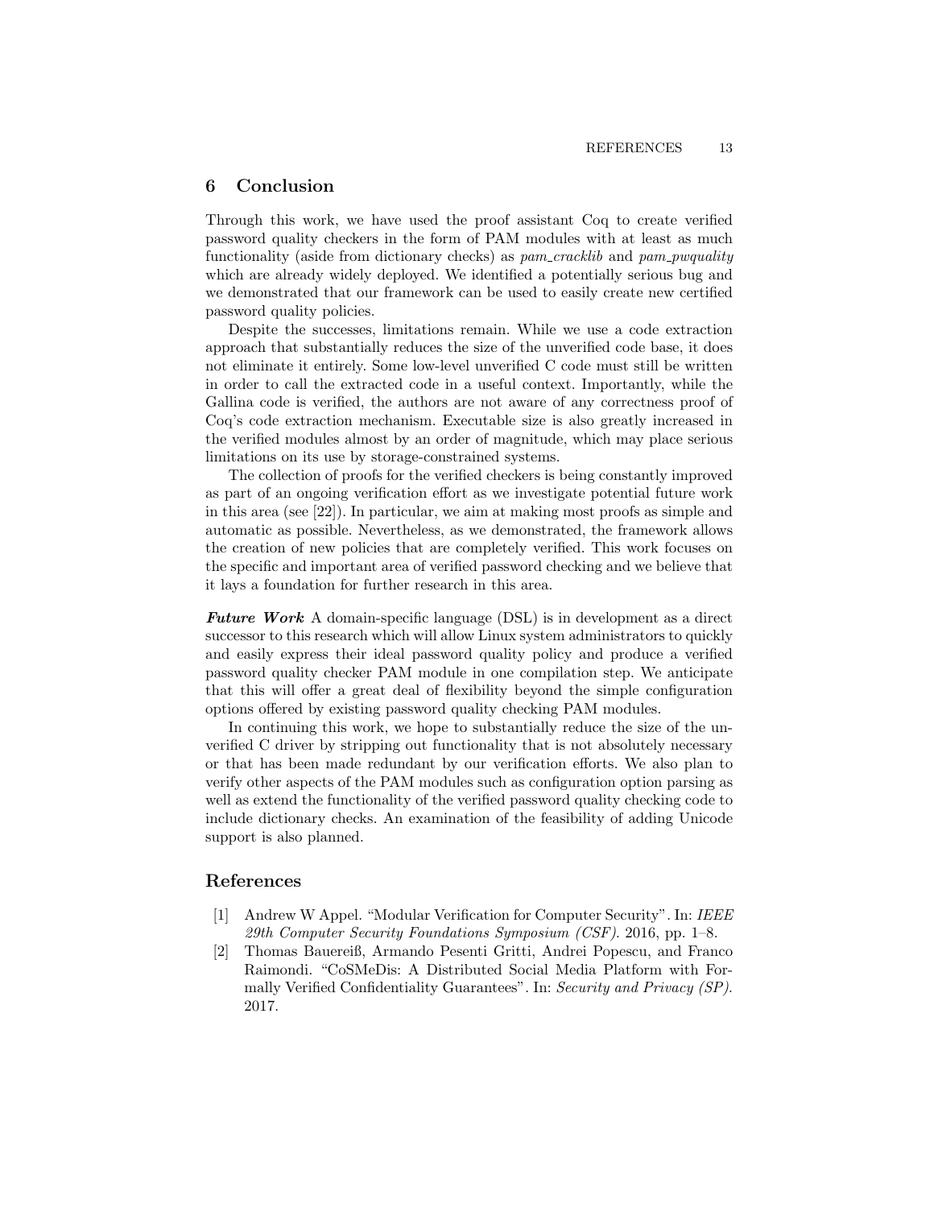## 6 Conclusion

Through this work, we have used the proof assistant Coq to create verified password quality checkers in the form of PAM modules with at least as much functionality (aside from dictionary checks) as *pam_cracklib* and *pam_pwquality* which are already widely deployed. We identified a potentially serious bug and we demonstrated that our framework can be used to easily create new certified password quality policies.

Despite the successes, limitations remain. While we use a code extraction approach that substantially reduces the size of the unverified code base, it does not eliminate it entirely. Some low-level unverified C code must still be written in order to call the extracted code in a useful context. Importantly, while the Gallina code is verified, the authors are not aware of any correctness proof of Coq's code extraction mechanism. Executable size is also greatly increased in the verified modules almost by an order of magnitude, which may place serious limitations on its use by storage-constrained systems.

The collection of proofs for the verified checkers is being constantly improved as part of an ongoing verification effort as we investigate potential future work in this area (see [22]). In particular, we aim at making most proofs as simple and automatic as possible. Nevertheless, as we demonstrated, the framework allows the creation of new policies that are completely verified. This work focuses on the specific and important area of verified password checking and we believe that it lays a foundation for further research in this area.

***Future Work*** A domain-specific language (DSL) is in development as a direct successor to this research which will allow Linux system administrators to quickly and easily express their ideal password quality policy and produce a verified password quality checker PAM module in one compilation step. We anticipate that this will offer a great deal of flexibility beyond the simple configuration options offered by existing password quality checking PAM modules.

In continuing this work, we hope to substantially reduce the size of the unverified C driver by stripping out functionality that is not absolutely necessary or that has been made redundant by our verification efforts. We also plan to verify other aspects of the PAM modules such as configuration option parsing as well as extend the functionality of the verified password quality checking code to include dictionary checks. An examination of the feasibility of adding Unicode support is also planned.

## References

[1] Andrew W Appel. "Modular Verification for Computer Security". In: *IEEE 29th Computer Security Foundations Symposium (CSF)*. 2016, pp. 1–8.

[2] Thomas Bauereiß, Armando Pesenti Gritti, Andrei Popescu, and Franco Raimondi. "CoSMeDis: A Distributed Social Media Platform with Formally Verified Confidentiality Guarantees". In: *Security and Privacy (SP)*. 2017.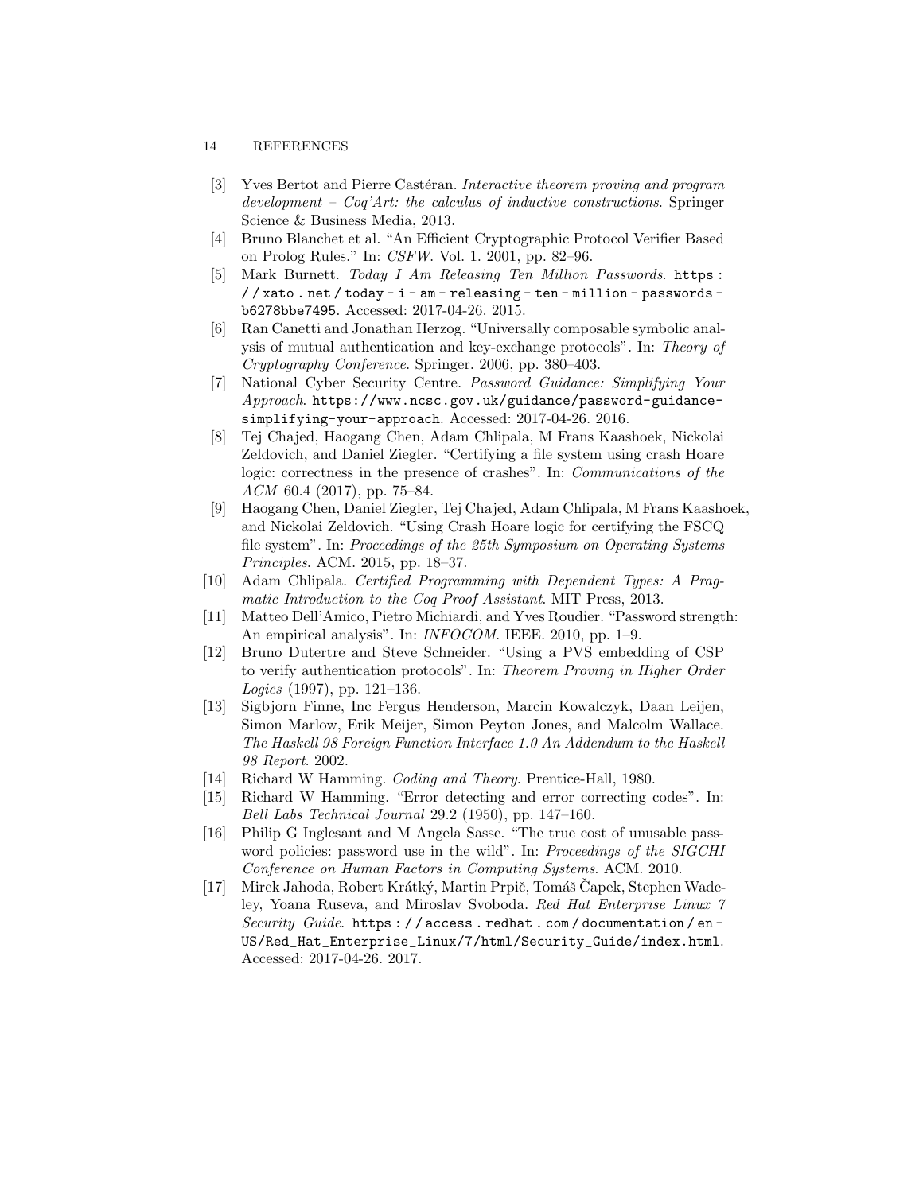- [3] Yves Bertot and Pierre Castéran. *Interactive theorem proving and program development – Coq'Art: the calculus of inductive constructions*. Springer Science & Business Media, 2013.
- [4] Bruno Blanchet et al. "An Efficient Cryptographic Protocol Verifier Based on Prolog Rules." In: *CSFW*. Vol. 1. 2001, pp. 82–96.
- [5] Mark Burnett. *Today I Am Releasing Ten Million Passwords*. https://xato.net/today-i-am-releasing-ten-million-passwords-b6278bbe7495. Accessed: 2017-04-26. 2015.
- [6] Ran Canetti and Jonathan Herzog. "Universally composable symbolic analysis of mutual authentication and key-exchange protocols". In: *Theory of Cryptography Conference*. Springer. 2006, pp. 380–403.
- [7] National Cyber Security Centre. *Password Guidance: Simplifying Your Approach*. https://www.ncsc.gov.uk/guidance/password-guidance-simplifying-your-approach. Accessed: 2017-04-26. 2016.
- [8] Tej Chajed, Haogang Chen, Adam Chlipala, M Frans Kaashoek, Nickolai Zeldovich, and Daniel Ziegler. "Certifying a file system using crash Hoare logic: correctness in the presence of crashes". In: *Communications of the ACM* 60.4 (2017), pp. 75–84.
- [9] Haogang Chen, Daniel Ziegler, Tej Chajed, Adam Chlipala, M Frans Kaashoek, and Nickolai Zeldovich. "Using Crash Hoare logic for certifying the FSCQ file system". In: *Proceedings of the 25th Symposium on Operating Systems Principles*. ACM. 2015, pp. 18–37.
- [10] Adam Chlipala. *Certified Programming with Dependent Types: A Pragmatic Introduction to the Coq Proof Assistant*. MIT Press, 2013.
- [11] Matteo Dell'Amico, Pietro Michiardi, and Yves Roudier. "Password strength: An empirical analysis". In: *INFOCOM*. IEEE. 2010, pp. 1–9.
- [12] Bruno Dutertre and Steve Schneider. "Using a PVS embedding of CSP to verify authentication protocols". In: *Theorem Proving in Higher Order Logics* (1997), pp. 121–136.
- [13] Sigbjorn Finne, Inc Fergus Henderson, Marcin Kowalczyk, Daan Leijen, Simon Marlow, Erik Meijer, Simon Peyton Jones, and Malcolm Wallace. *The Haskell 98 Foreign Function Interface 1.0 An Addendum to the Haskell 98 Report*. 2002.
- [14] Richard W Hamming. *Coding and Theory*. Prentice-Hall, 1980.
- [15] Richard W Hamming. "Error detecting and error correcting codes". In: *Bell Labs Technical Journal* 29.2 (1950), pp. 147–160.
- [16] Philip G Inglesant and M Angela Sasse. "The true cost of unusable password policies: password use in the wild". In: *Proceedings of the SIGCHI Conference on Human Factors in Computing Systems*. ACM. 2010.
- [17] Mirek Jahoda, Robert Krátký, Martin Prpič, Tomáš Čapek, Stephen Wadeley, Yoana Ruseva, and Miroslav Svoboda. *Red Hat Enterprise Linux 7 Security Guide*. https://access.redhat.com/documentation/en-US/Red_Hat_Enterprise_Linux/7/html/Security_Guide/index.html. Accessed: 2017-04-26. 2017.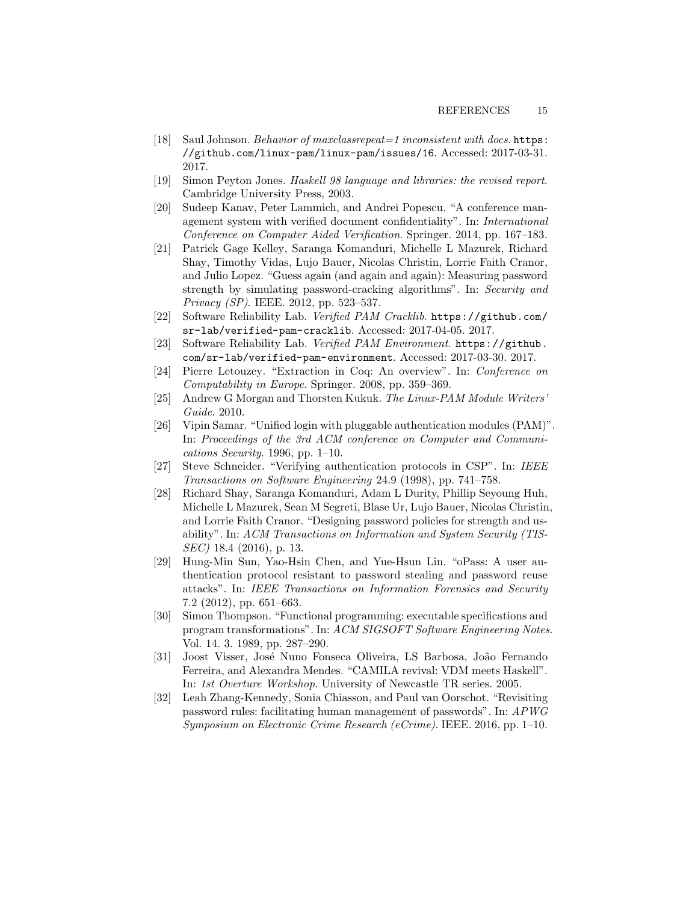[18] Saul Johnson. *Behavior of maxclassrepeat=1 inconsistent with docs*. `https://github.com/linux-pam/linux-pam/issues/16`. Accessed: 2017-03-31. 2017.

[19] Simon Peyton Jones. *Haskell 98 language and libraries: the revised report*. Cambridge University Press, 2003.

[20] Sudeep Kanav, Peter Lammich, and Andrei Popescu. "A conference management system with verified document confidentiality". In: *International Conference on Computer Aided Verification*. Springer. 2014, pp. 167–183.

[21] Patrick Gage Kelley, Saranga Komanduri, Michelle L Mazurek, Richard Shay, Timothy Vidas, Lujo Bauer, Nicolas Christin, Lorrie Faith Cranor, and Julio Lopez. "Guess again (and again and again): Measuring password strength by simulating password-cracking algorithms". In: *Security and Privacy (SP)*. IEEE. 2012, pp. 523–537.

[22] Software Reliability Lab. *Verified PAM Cracklib*. `https://github.com/sr-lab/verified-pam-cracklib`. Accessed: 2017-04-05. 2017.

[23] Software Reliability Lab. *Verified PAM Environment*. `https://github.com/sr-lab/verified-pam-environment`. Accessed: 2017-03-30. 2017.

[24] Pierre Letouzey. "Extraction in Coq: An overview". In: *Conference on Computability in Europe*. Springer. 2008, pp. 359–369.

[25] Andrew G Morgan and Thorsten Kukuk. *The Linux-PAM Module Writers' Guide*. 2010.

[26] Vipin Samar. "Unified login with pluggable authentication modules (PAM)". In: *Proceedings of the 3rd ACM conference on Computer and Communications Security*. 1996, pp. 1–10.

[27] Steve Schneider. "Verifying authentication protocols in CSP". In: *IEEE Transactions on Software Engineering* 24.9 (1998), pp. 741–758.

[28] Richard Shay, Saranga Komanduri, Adam L Durity, Phillip Seyoung Huh, Michelle L Mazurek, Sean M Segreti, Blase Ur, Lujo Bauer, Nicolas Christin, and Lorrie Faith Cranor. "Designing password policies for strength and usability". In: *ACM Transactions on Information and System Security (TISSEC)* 18.4 (2016), p. 13.

[29] Hung-Min Sun, Yao-Hsin Chen, and Yue-Hsun Lin. "oPass: A user authentication protocol resistant to password stealing and password reuse attacks". In: *IEEE Transactions on Information Forensics and Security* 7.2 (2012), pp. 651–663.

[30] Simon Thompson. "Functional programming: executable specifications and program transformations". In: *ACM SIGSOFT Software Engineering Notes*. Vol. 14. 3. 1989, pp. 287–290.

[31] Joost Visser, José Nuno Fonseca Oliveira, LS Barbosa, João Fernando Ferreira, and Alexandra Mendes. "CAMILA revival: VDM meets Haskell". In: *1st Overture Workshop*. University of Newcastle TR series. 2005.

[32] Leah Zhang-Kennedy, Sonia Chiasson, and Paul van Oorschot. "Revisiting password rules: facilitating human management of passwords". In: *APWG Symposium on Electronic Crime Research (eCrime)*. IEEE. 2016, pp. 1–10.